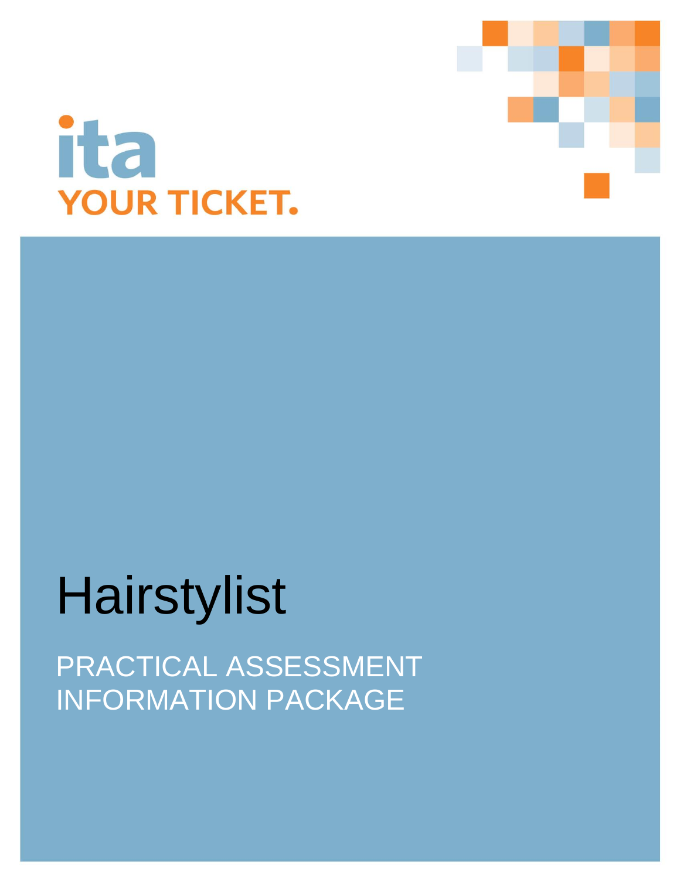ita

YOUR TICKET.

# Hairstylist

## PRACTICAL ASSESSMENT INFORMATION PACKAGE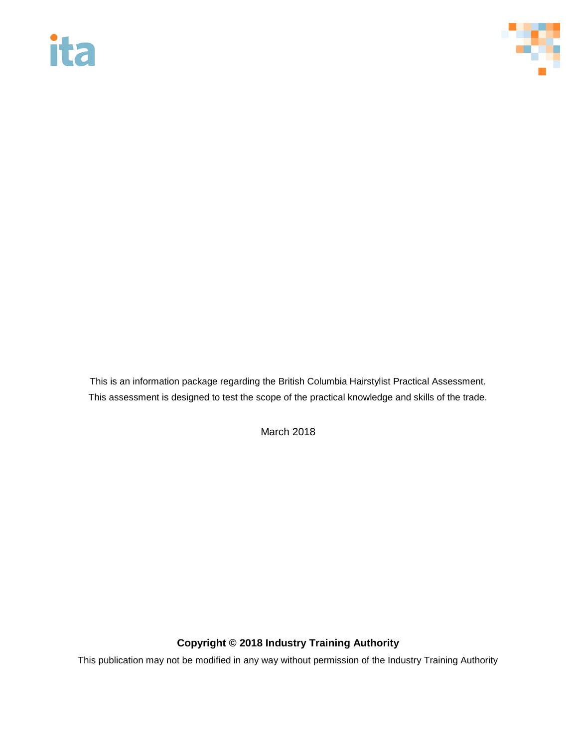This is an information package regarding the British Columbia Hairstylist Practical Assessment. This assessment is designed to test the scope of the practical knowledge and skills of the trade.

March 2018

**Copyright © 2018 Industry Training Authority**

This publication may not be modified in any way without permission of the Industry Training Authority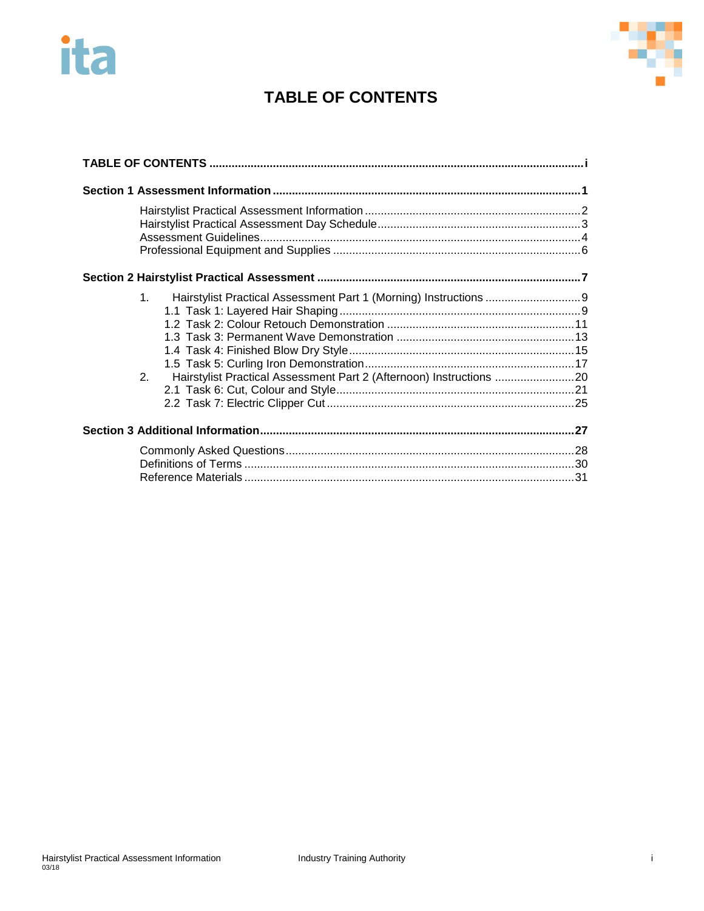# TABLE OF CONTENTS

**TABLE OF CONTENTS .......... i**

**Section 1 Assessment Information .......... 1**

- Hairstylist Practical Assessment Information .......... 2
- Hairstylist Practical Assessment Day Schedule .......... 3
- Assessment Guidelines .......... 4
- Professional Equipment and Supplies .......... 6

**Section 2 Hairstylist Practical Assessment .......... 7**

1. Hairstylist Practical Assessment Part 1 (Morning) Instructions .......... 9
   - 1.1 Task 1: Layered Hair Shaping .......... 9
   - 1.2 Task 2: Colour Retouch Demonstration .......... 11
   - 1.3 Task 3: Permanent Wave Demonstration .......... 13
   - 1.4 Task 4: Finished Blow Dry Style .......... 15
   - 1.5 Task 5: Curling Iron Demonstration .......... 17
2. Hairstylist Practical Assessment Part 2 (Afternoon) Instructions .......... 20
   - 2.1 Task 6: Cut, Colour and Style .......... 21
   - 2.2 Task 7: Electric Clipper Cut .......... 25

**Section 3 Additional Information .......... 27**

- Commonly Asked Questions .......... 28
- Definitions of Terms .......... 30
- Reference Materials .......... 31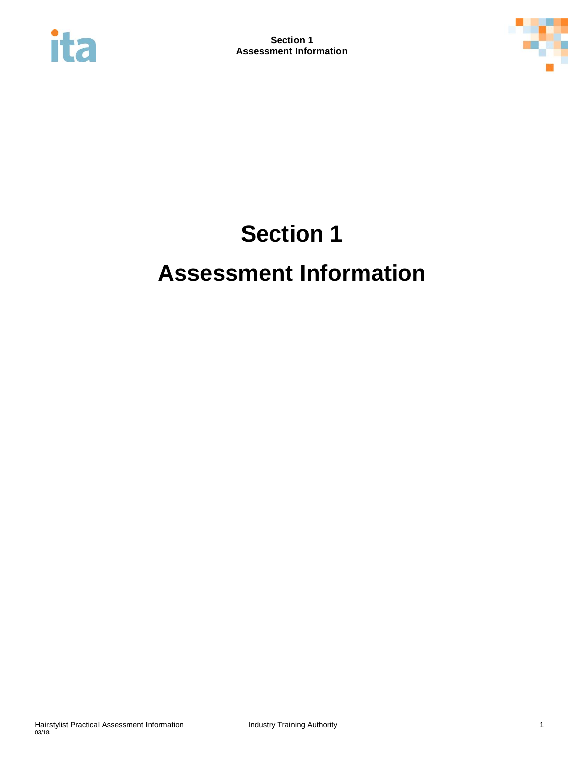# Section 1

# Assessment Information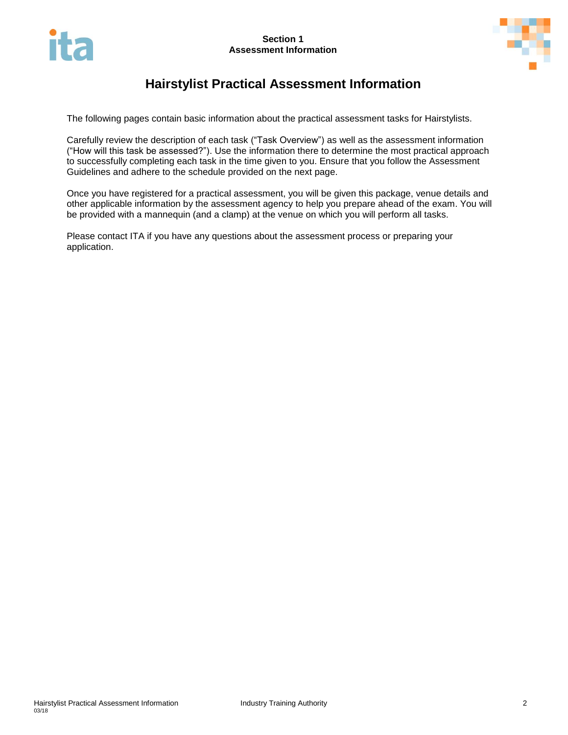# Hairstylist Practical Assessment Information

The following pages contain basic information about the practical assessment tasks for Hairstylists.

Carefully review the description of each task ("Task Overview") as well as the assessment information ("How will this task be assessed?"). Use the information there to determine the most practical approach to successfully completing each task in the time given to you. Ensure that you follow the Assessment Guidelines and adhere to the schedule provided on the next page.

Once you have registered for a practical assessment, you will be given this package, venue details and other applicable information by the assessment agency to help you prepare ahead of the exam. You will be provided with a mannequin (and a clamp) at the venue on which you will perform all tasks.

Please contact ITA if you have any questions about the assessment process or preparing your application.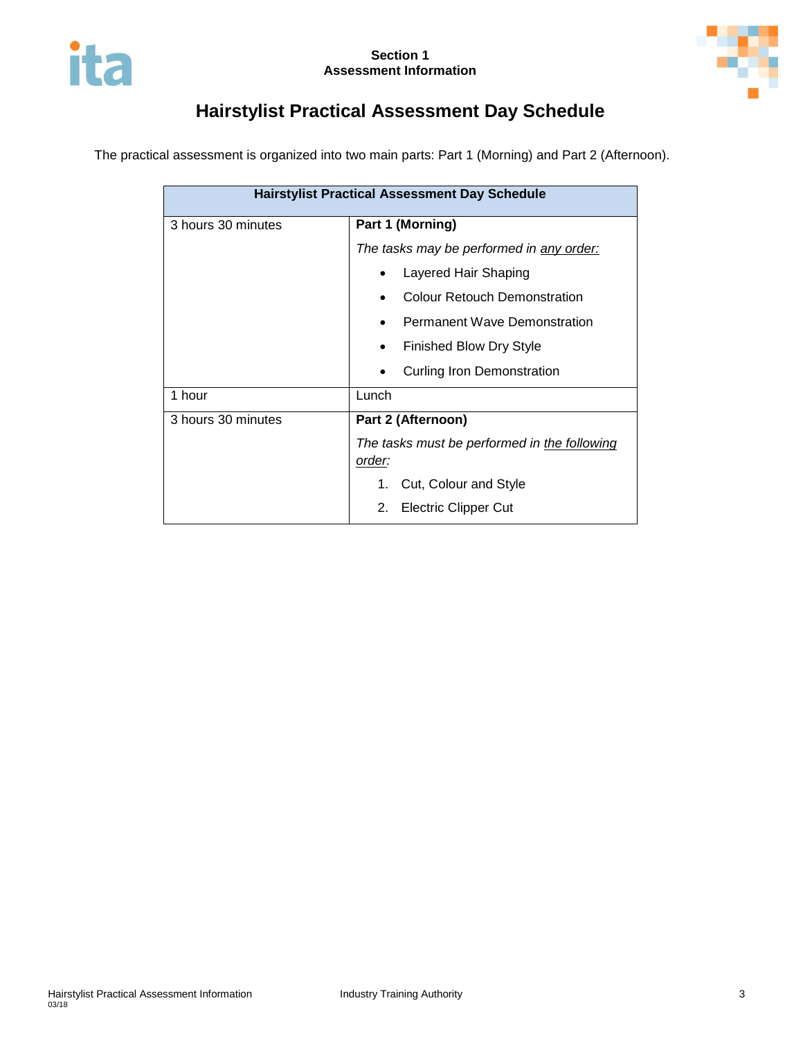# Hairstylist Practical Assessment Day Schedule

The practical assessment is organized into two main parts: Part 1 (Morning) and Part 2 (Afternoon).

| Hairstylist Practical Assessment Day Schedule | |
|---|---|
| 3 hours 30 minutes | **Part 1 (Morning)**<br>*The tasks may be performed in any order:*<br>• Layered Hair Shaping<br>• Colour Retouch Demonstration<br>• Permanent Wave Demonstration<br>• Finished Blow Dry Style<br>• Curling Iron Demonstration |
| 1 hour | Lunch |
| 3 hours 30 minutes | **Part 2 (Afternoon)**<br>*The tasks must be performed in the following order:*<br>1. Cut, Colour and Style<br>2. Electric Clipper Cut |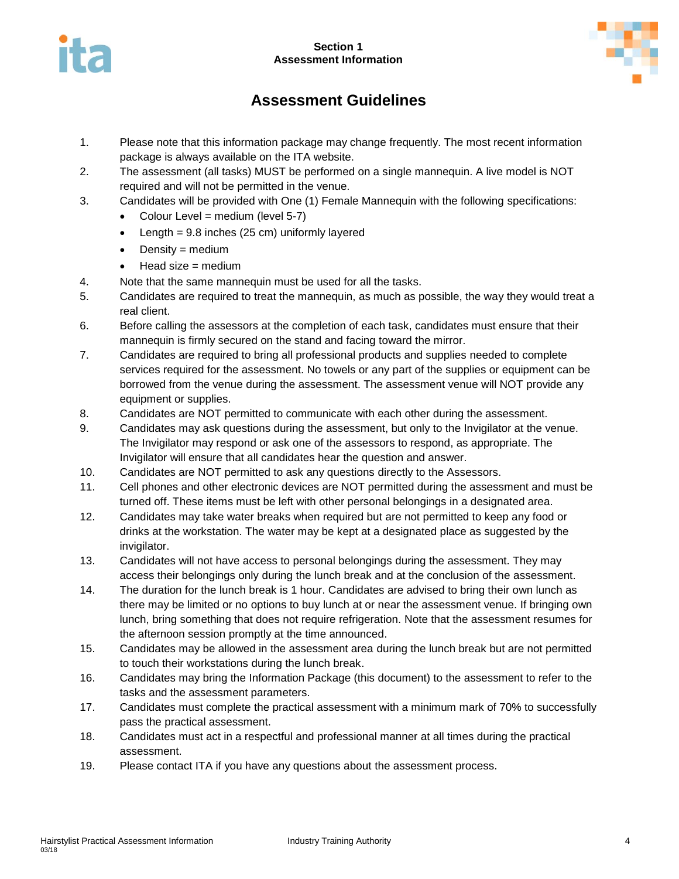# Section 1
## Assessment Information

## Assessment Guidelines

1. Please note that this information package may change frequently. The most recent information package is always available on the ITA website.
2. The assessment (all tasks) MUST be performed on a single mannequin. A live model is NOT required and will not be permitted in the venue.
3. Candidates will be provided with One (1) Female Mannequin with the following specifications:
   - Colour Level = medium (level 5-7)
   - Length = 9.8 inches (25 cm) uniformly layered
   - Density = medium
   - Head size = medium
4. Note that the same mannequin must be used for all the tasks.
5. Candidates are required to treat the mannequin, as much as possible, the way they would treat a real client.
6. Before calling the assessors at the completion of each task, candidates must ensure that their mannequin is firmly secured on the stand and facing toward the mirror.
7. Candidates are required to bring all professional products and supplies needed to complete services required for the assessment. No towels or any part of the supplies or equipment can be borrowed from the venue during the assessment. The assessment venue will NOT provide any equipment or supplies.
8. Candidates are NOT permitted to communicate with each other during the assessment.
9. Candidates may ask questions during the assessment, but only to the Invigilator at the venue. The Invigilator may respond or ask one of the assessors to respond, as appropriate. The Invigilator will ensure that all candidates hear the question and answer.
10. Candidates are NOT permitted to ask any questions directly to the Assessors.
11. Cell phones and other electronic devices are NOT permitted during the assessment and must be turned off. These items must be left with other personal belongings in a designated area.
12. Candidates may take water breaks when required but are not permitted to keep any food or drinks at the workstation. The water may be kept at a designated place as suggested by the invigilator.
13. Candidates will not have access to personal belongings during the assessment. They may access their belongings only during the lunch break and at the conclusion of the assessment.
14. The duration for the lunch break is 1 hour. Candidates are advised to bring their own lunch as there may be limited or no options to buy lunch at or near the assessment venue. If bringing own lunch, bring something that does not require refrigeration. Note that the assessment resumes for the afternoon session promptly at the time announced.
15. Candidates may be allowed in the assessment area during the lunch break but are not permitted to touch their workstations during the lunch break.
16. Candidates may bring the Information Package (this document) to the assessment to refer to the tasks and the assessment parameters.
17. Candidates must complete the practical assessment with a minimum mark of 70% to successfully pass the practical assessment.
18. Candidates must act in a respectful and professional manner at all times during the practical assessment.
19. Please contact ITA if you have any questions about the assessment process.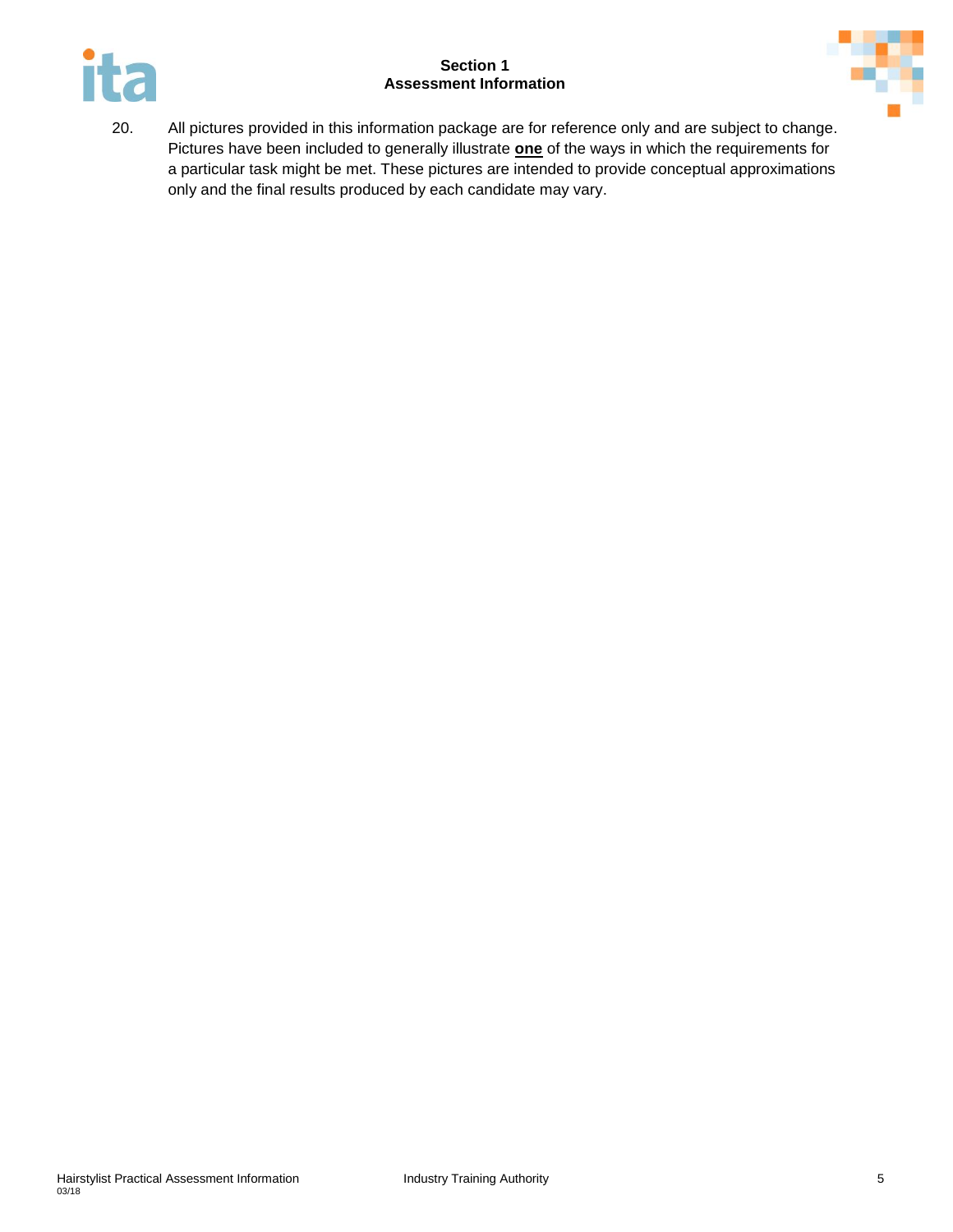20. All pictures provided in this information package are for reference only and are subject to change. Pictures have been included to generally illustrate **one** of the ways in which the requirements for a particular task might be met. These pictures are intended to provide conceptual approximations only and the final results produced by each candidate may vary.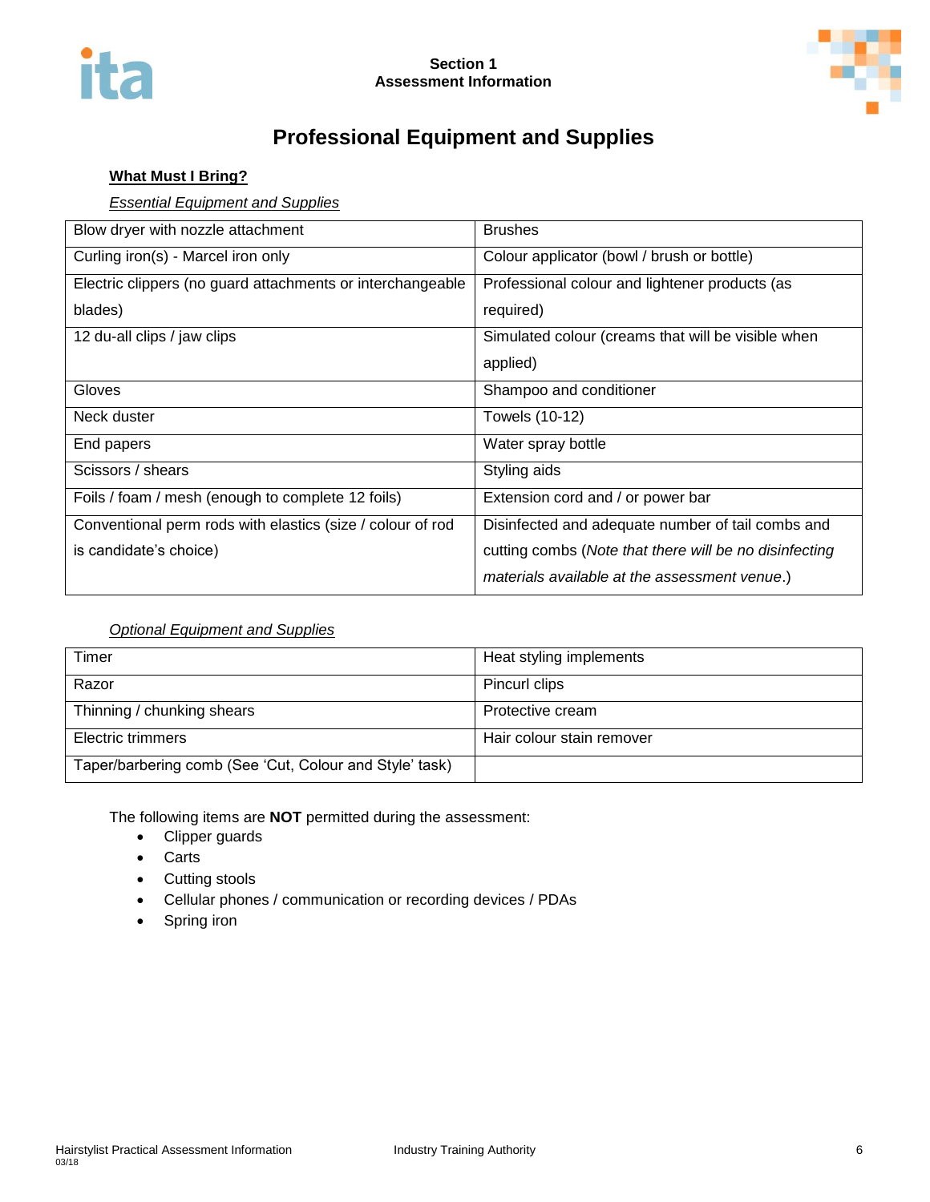# Professional Equipment and Supplies

**What Must I Bring?**

*Essential Equipment and Supplies*

| | |
|---|---|
| Blow dryer with nozzle attachment | Brushes |
| Curling iron(s) - Marcel iron only | Colour applicator (bowl / brush or bottle) |
| Electric clippers (no guard attachments or interchangeable blades) | Professional colour and lightener products (as required) |
| 12 du-all clips / jaw clips | Simulated colour (creams that will be visible when applied) |
| Gloves | Shampoo and conditioner |
| Neck duster | Towels (10-12) |
| End papers | Water spray bottle |
| Scissors / shears | Styling aids |
| Foils / foam / mesh (enough to complete 12 foils) | Extension cord and / or power bar |
| Conventional perm rods with elastics (size / colour of rod is candidate's choice) | Disinfected and adequate number of tail combs and cutting combs (*Note that there will be no disinfecting materials available at the assessment venue*.) |

*Optional Equipment and Supplies*

| | |
|---|---|
| Timer | Heat styling implements |
| Razor | Pincurl clips |
| Thinning / chunking shears | Protective cream |
| Electric trimmers | Hair colour stain remover |
| Taper/barbering comb (See 'Cut, Colour and Style' task) | |

The following items are **NOT** permitted during the assessment:

- Clipper guards
- Carts
- Cutting stools
- Cellular phones / communication or recording devices / PDAs
- Spring iron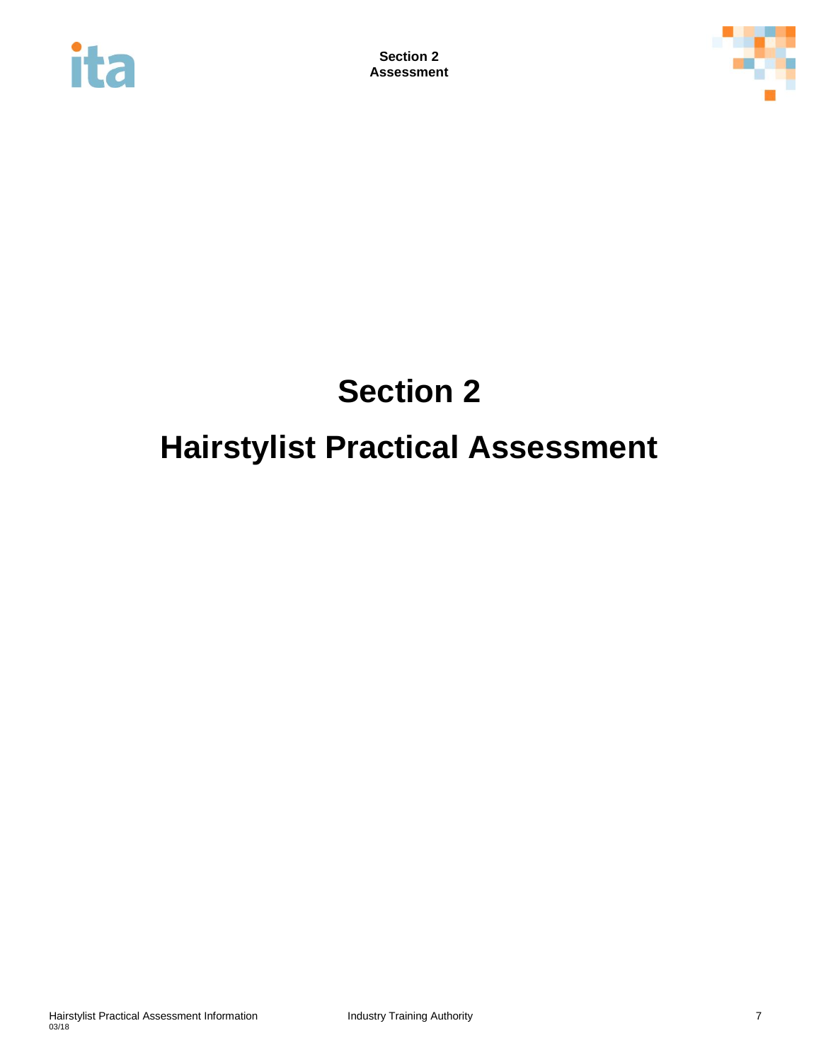# Section 2

# Hairstylist Practical Assessment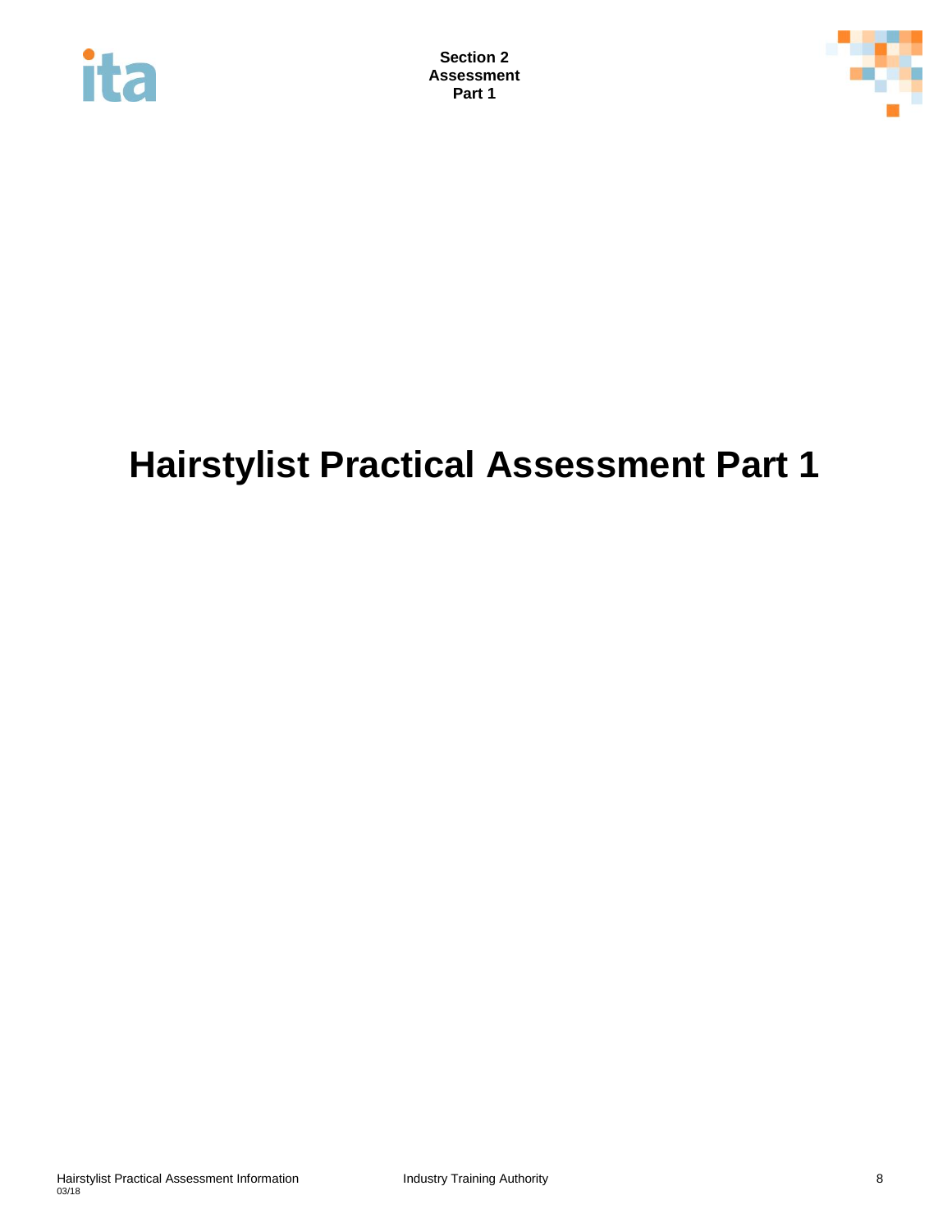# Hairstylist Practical Assessment Part 1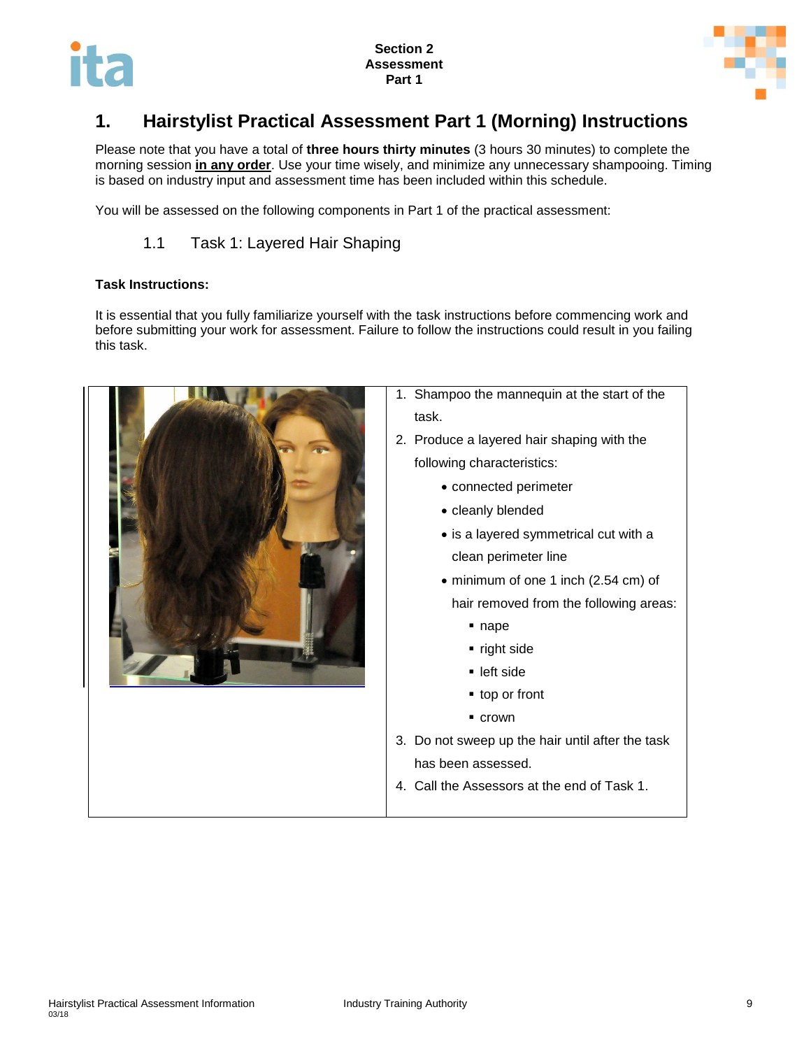# 1. Hairstylist Practical Assessment Part 1 (Morning) Instructions

Please note that you have a total of **three hours thirty minutes** (3 hours 30 minutes) to complete the morning session **in any order**. Use your time wisely, and minimize any unnecessary shampooing. Timing is based on industry input and assessment time has been included within this schedule.

You will be assessed on the following components in Part 1 of the practical assessment:

## 1.1 Task 1: Layered Hair Shaping

**Task Instructions:**

It is essential that you fully familiarize yourself with the task instructions before commencing work and before submitting your work for assessment. Failure to follow the instructions could result in you failing this task.

1. Shampoo the mannequin at the start of the task.
2. Produce a layered hair shaping with the following characteristics:
   - connected perimeter
   - cleanly blended
   - is a layered symmetrical cut with a clean perimeter line
   - minimum of one 1 inch (2.54 cm) of hair removed from the following areas:
     - nape
     - right side
     - left side
     - top or front
     - crown
3. Do not sweep up the hair until after the task has been assessed.
4. Call the Assessors at the end of Task 1.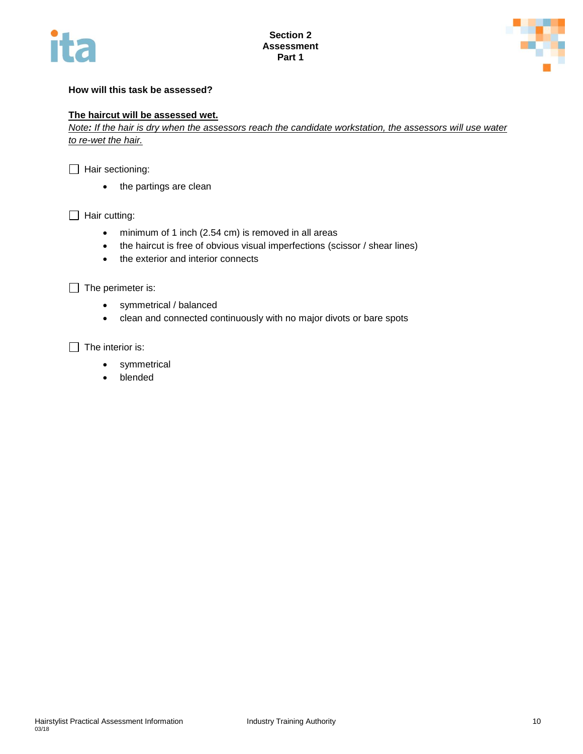**How will this task be assessed?**

**The haircut will be assessed wet.**

*Note: If the hair is dry when the assessors reach the candidate workstation, the assessors will use water to re-wet the hair.*

☐ Hair sectioning:

- the partings are clean

☐ Hair cutting:

- minimum of 1 inch (2.54 cm) is removed in all areas
- the haircut is free of obvious visual imperfections (scissor / shear lines)
- the exterior and interior connects

☐ The perimeter is:

- symmetrical / balanced
- clean and connected continuously with no major divots or bare spots

☐ The interior is:

- symmetrical
- blended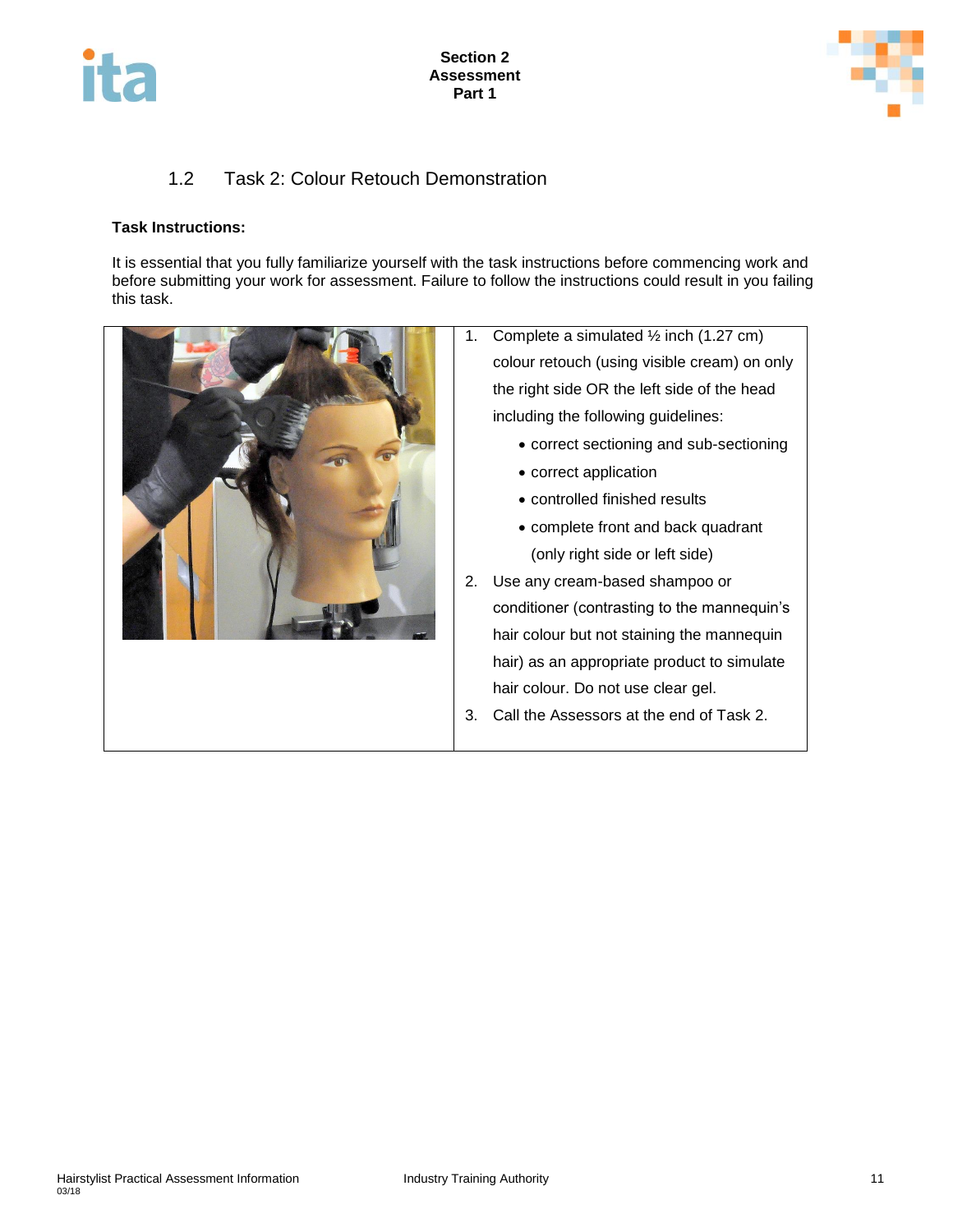## 1.2 Task 2: Colour Retouch Demonstration

**Task Instructions:**

It is essential that you fully familiarize yourself with the task instructions before commencing work and before submitting your work for assessment. Failure to follow the instructions could result in you failing this task.

1. Complete a simulated ½ inch (1.27 cm) colour retouch (using visible cream) on only the right side OR the left side of the head including the following guidelines:
   - correct sectioning and sub-sectioning
   - correct application
   - controlled finished results
   - complete front and back quadrant (only right side or left side)
2. Use any cream-based shampoo or conditioner (contrasting to the mannequin's hair colour but not staining the mannequin hair) as an appropriate product to simulate hair colour. Do not use clear gel.
3. Call the Assessors at the end of Task 2.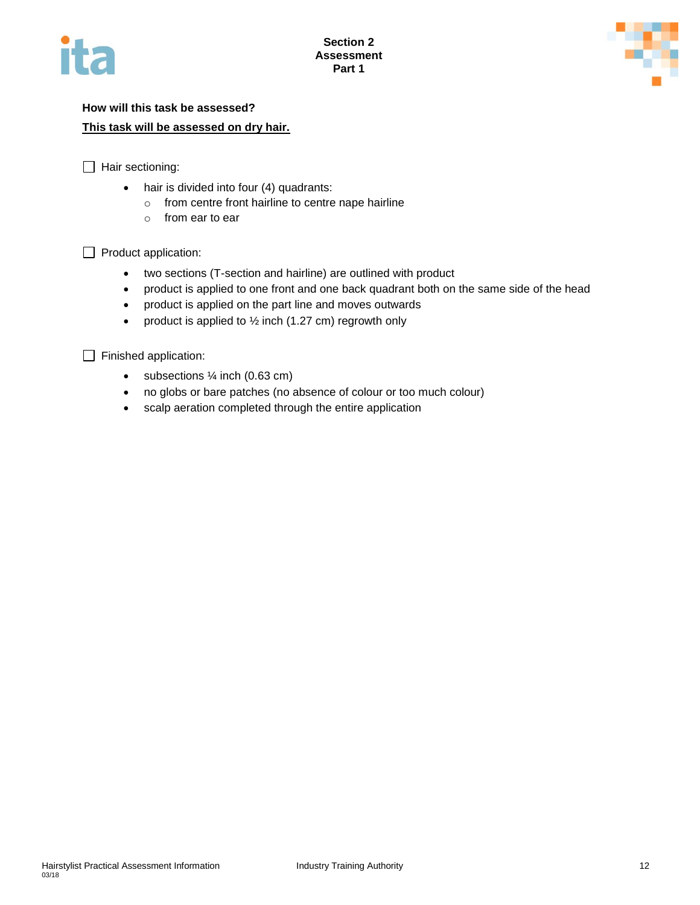**How will this task be assessed?**

**This task will be assessed on dry hair.**

☐ Hair sectioning:

- hair is divided into four (4) quadrants:
  - from centre front hairline to centre nape hairline
  - from ear to ear

☐ Product application:

- two sections (T-section and hairline) are outlined with product
- product is applied to one front and one back quadrant both on the same side of the head
- product is applied on the part line and moves outwards
- product is applied to ½ inch (1.27 cm) regrowth only

☐ Finished application:

- subsections ¼ inch (0.63 cm)
- no globs or bare patches (no absence of colour or too much colour)
- scalp aeration completed through the entire application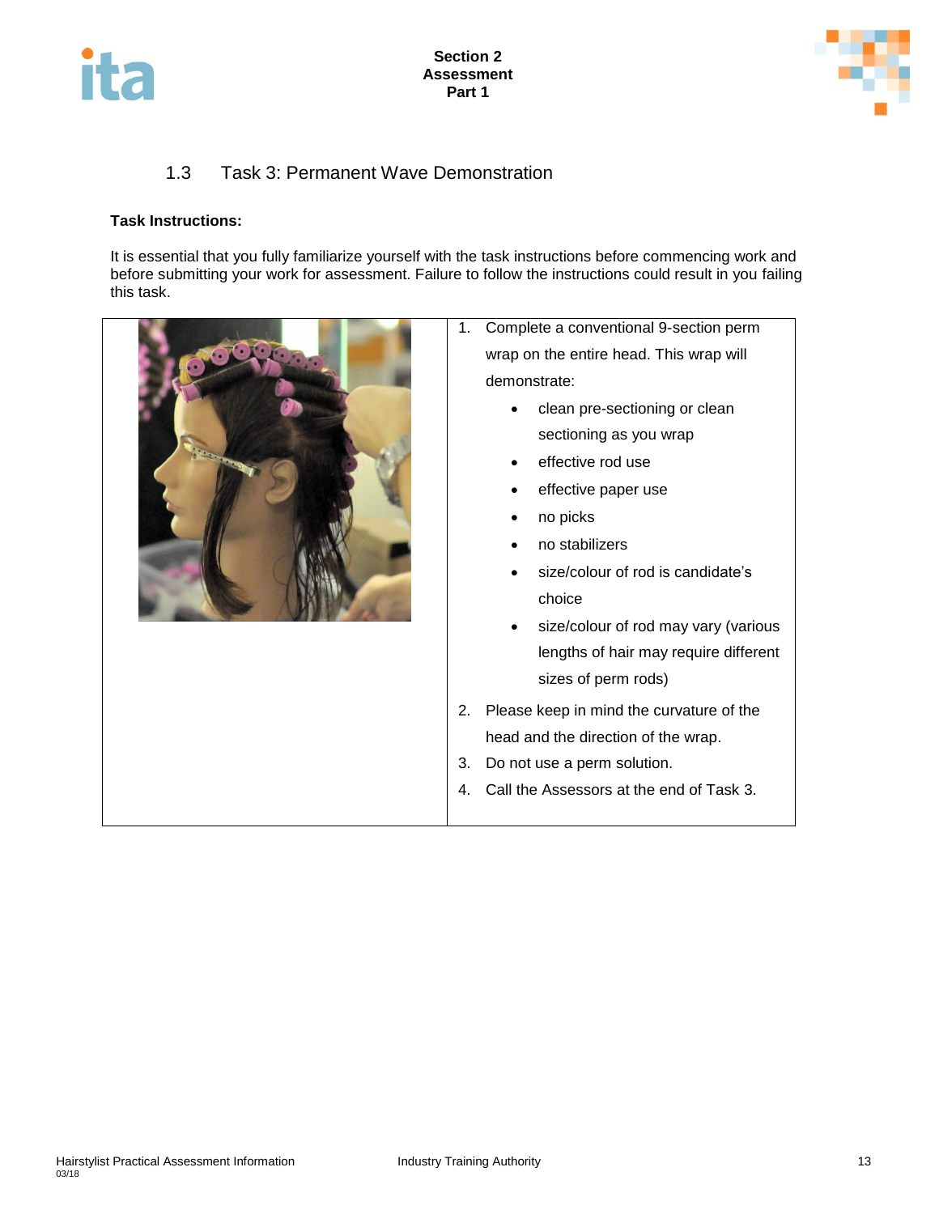## 1.3 Task 3: Permanent Wave Demonstration

**Task Instructions:**

It is essential that you fully familiarize yourself with the task instructions before commencing work and before submitting your work for assessment. Failure to follow the instructions could result in you failing this task.

1. Complete a conventional 9-section perm wrap on the entire head. This wrap will demonstrate:
   - clean pre-sectioning or clean sectioning as you wrap
   - effective rod use
   - effective paper use
   - no picks
   - no stabilizers
   - size/colour of rod is candidate's choice
   - size/colour of rod may vary (various lengths of hair may require different sizes of perm rods)
2. Please keep in mind the curvature of the head and the direction of the wrap.
3. Do not use a perm solution.
4. Call the Assessors at the end of Task 3.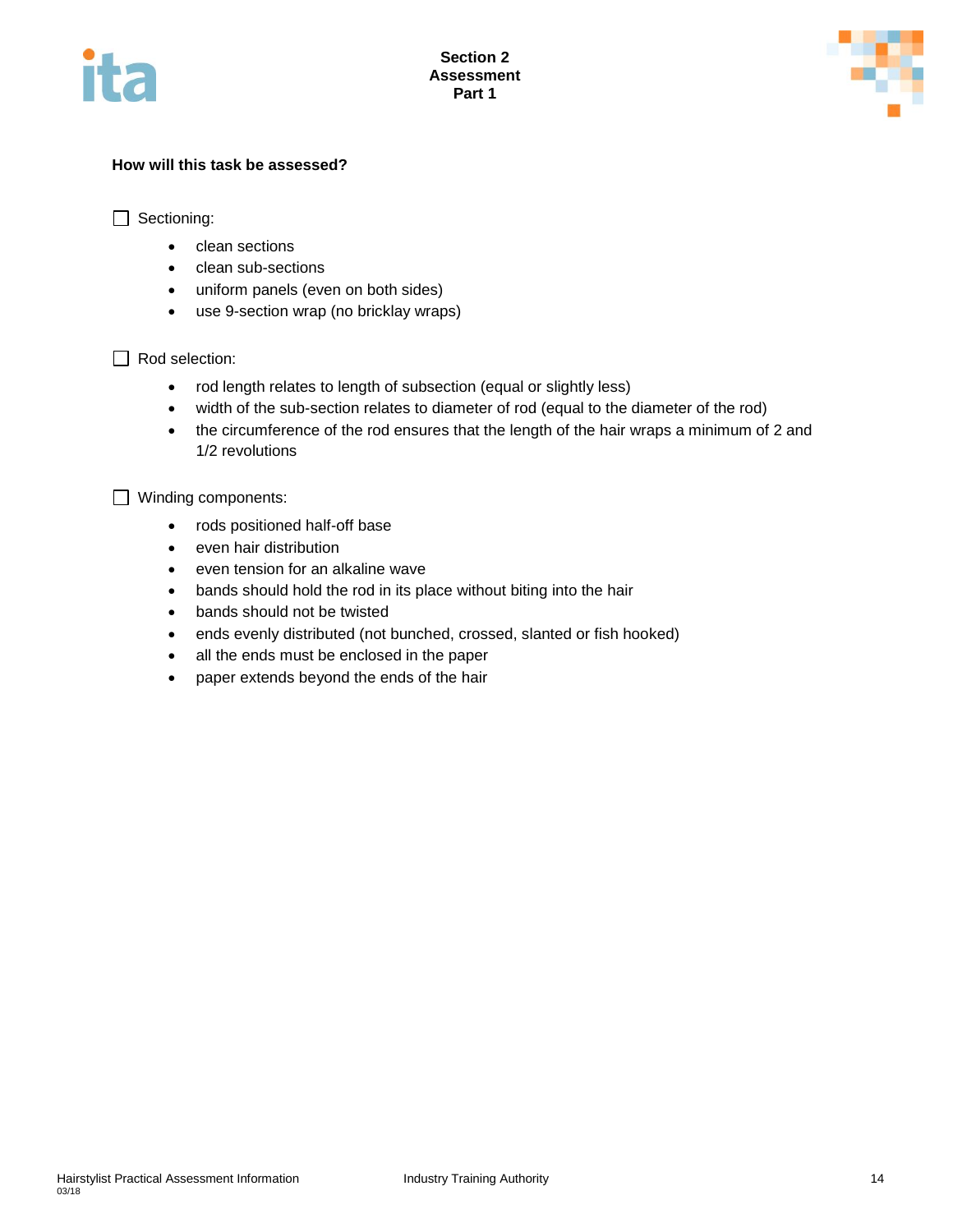**How will this task be assessed?**

☐ Sectioning:

- clean sections
- clean sub-sections
- uniform panels (even on both sides)
- use 9-section wrap (no bricklay wraps)

☐ Rod selection:

- rod length relates to length of subsection (equal or slightly less)
- width of the sub-section relates to diameter of rod (equal to the diameter of the rod)
- the circumference of the rod ensures that the length of the hair wraps a minimum of 2 and 1/2 revolutions

☐ Winding components:

- rods positioned half-off base
- even hair distribution
- even tension for an alkaline wave
- bands should hold the rod in its place without biting into the hair
- bands should not be twisted
- ends evenly distributed (not bunched, crossed, slanted or fish hooked)
- all the ends must be enclosed in the paper
- paper extends beyond the ends of the hair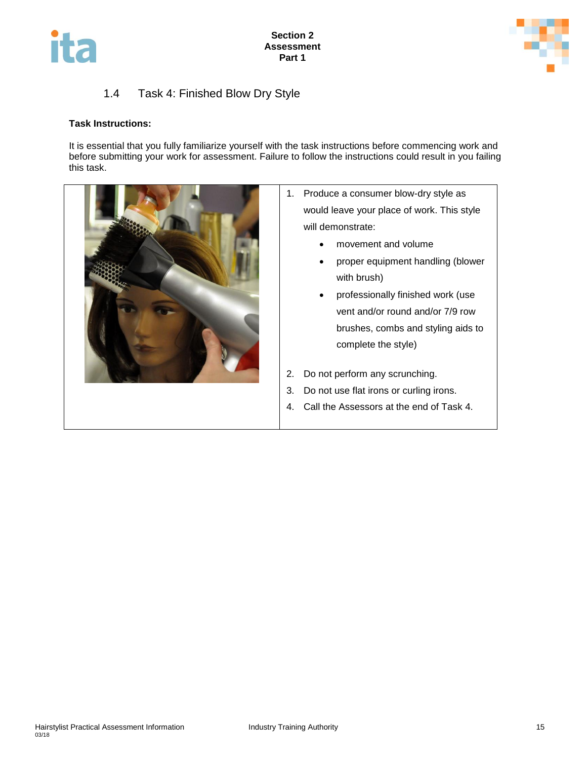## 1.4 Task 4: Finished Blow Dry Style

**Task Instructions:**

It is essential that you fully familiarize yourself with the task instructions before commencing work and before submitting your work for assessment. Failure to follow the instructions could result in you failing this task.

1. Produce a consumer blow-dry style as would leave your place of work. This style will demonstrate:
   - movement and volume
   - proper equipment handling (blower with brush)
   - professionally finished work (use vent and/or round and/or 7/9 row brushes, combs and styling aids to complete the style)
2. Do not perform any scrunching.
3. Do not use flat irons or curling irons.
4. Call the Assessors at the end of Task 4.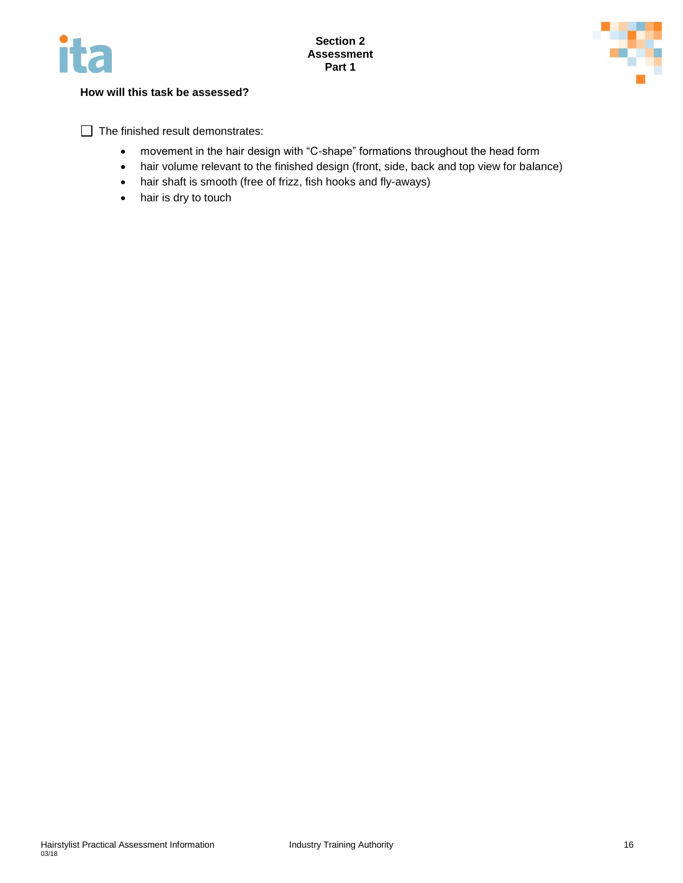**How will this task be assessed?**

- [ ] The finished result demonstrates:
    - movement in the hair design with "C-shape" formations throughout the head form
    - hair volume relevant to the finished design (front, side, back and top view for balance)
    - hair shaft is smooth (free of frizz, fish hooks and fly-aways)
    - hair is dry to touch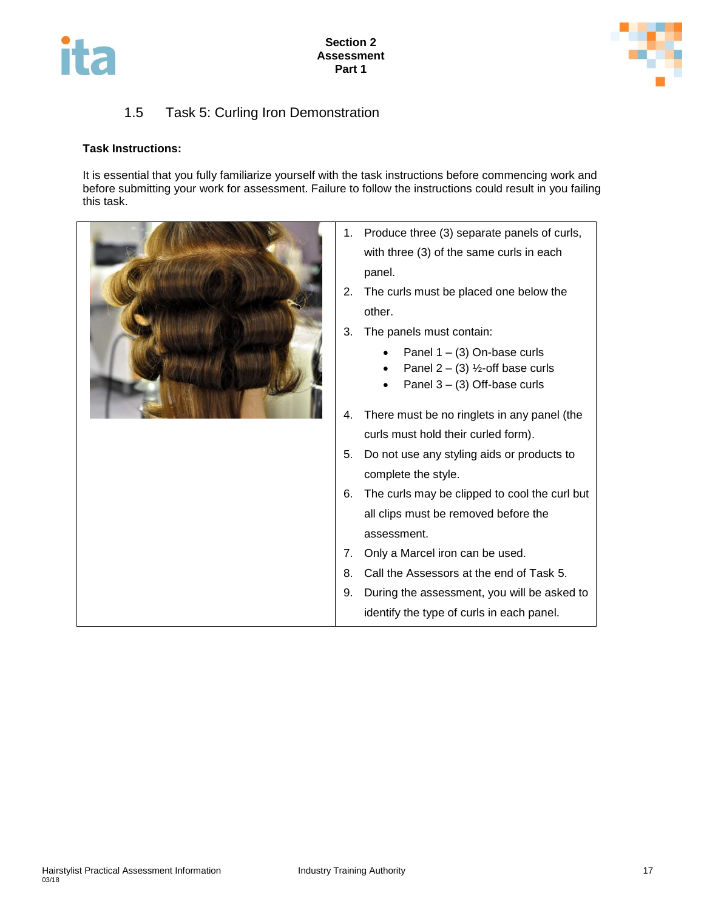## 1.5 Task 5: Curling Iron Demonstration

**Task Instructions:**

It is essential that you fully familiarize yourself with the task instructions before commencing work and before submitting your work for assessment. Failure to follow the instructions could result in you failing this task.

1. Produce three (3) separate panels of curls, with three (3) of the same curls in each panel.
2. The curls must be placed one below the other.
3. The panels must contain:
   - Panel 1 – (3) On-base curls
   - Panel 2 – (3) ½-off base curls
   - Panel 3 – (3) Off-base curls
4. There must be no ringlets in any panel (the curls must hold their curled form).
5. Do not use any styling aids or products to complete the style.
6. The curls may be clipped to cool the curl but all clips must be removed before the assessment.
7. Only a Marcel iron can be used.
8. Call the Assessors at the end of Task 5.
9. During the assessment, you will be asked to identify the type of curls in each panel.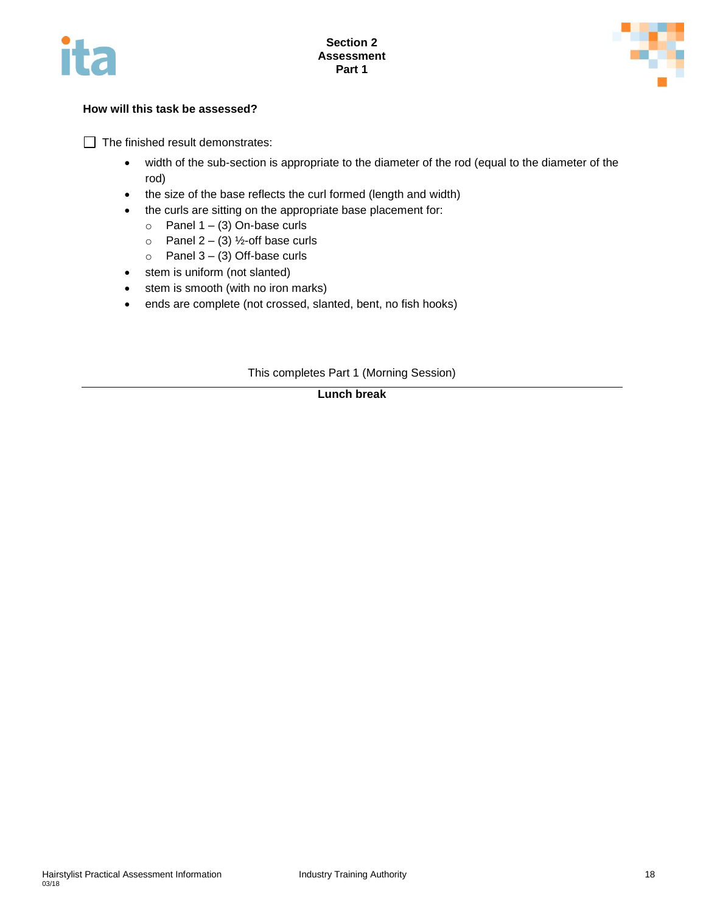**Section 2**
**Assessment**
**Part 1**

**How will this task be assessed?**

☐ The finished result demonstrates:

- width of the sub-section is appropriate to the diameter of the rod (equal to the diameter of the rod)
- the size of the base reflects the curl formed (length and width)
- the curls are sitting on the appropriate base placement for:
  - Panel 1 – (3) On-base curls
  - Panel 2 – (3) ½-off base curls
  - Panel 3 – (3) Off-base curls
- stem is uniform (not slanted)
- stem is smooth (with no iron marks)
- ends are complete (not crossed, slanted, bent, no fish hooks)

This completes Part 1 (Morning Session)

---

**Lunch break**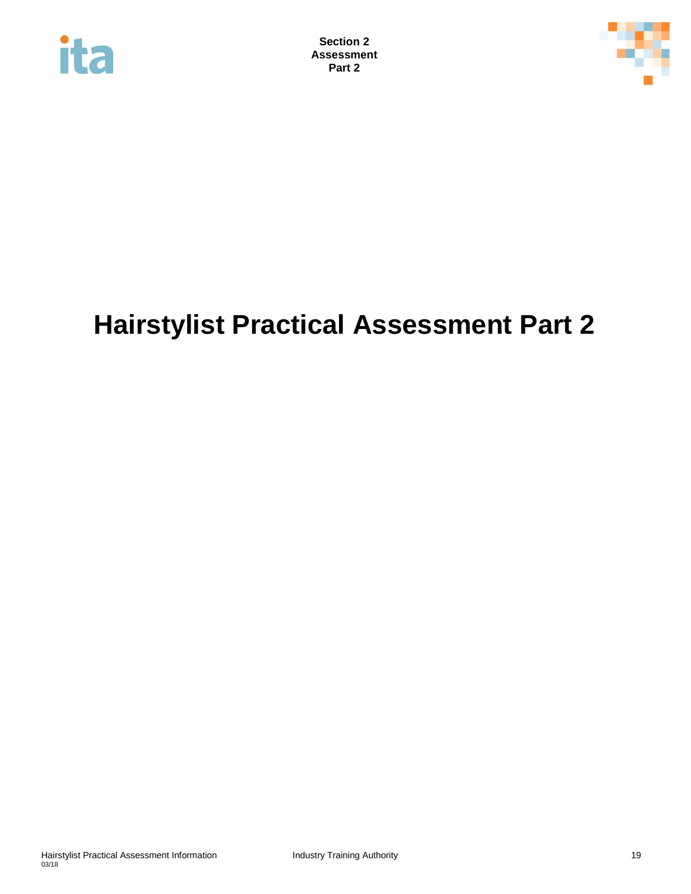# Hairstylist Practical Assessment Part 2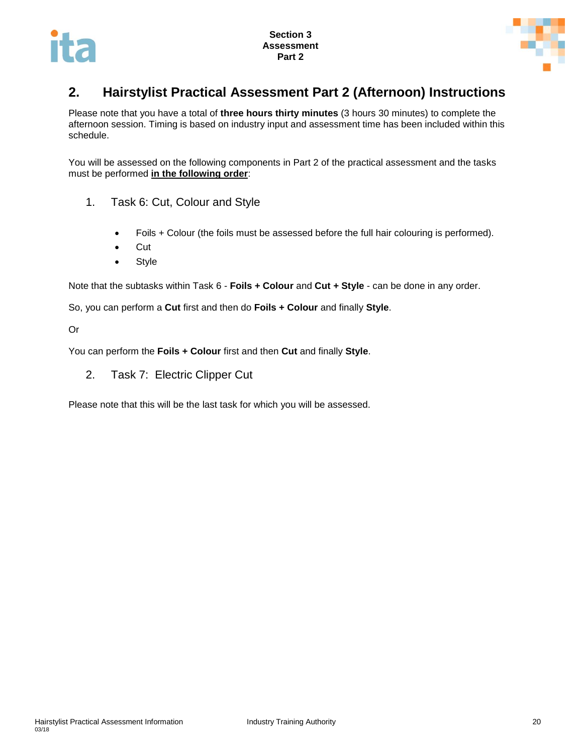## 2. Hairstylist Practical Assessment Part 2 (Afternoon) Instructions

Please note that you have a total of **three hours thirty minutes** (3 hours 30 minutes) to complete the afternoon session. Timing is based on industry input and assessment time has been included within this schedule.

You will be assessed on the following components in Part 2 of the practical assessment and the tasks must be performed **<u>in the following order</u>**:

1. Task 6: Cut, Colour and Style

   - Foils + Colour (the foils must be assessed before the full hair colouring is performed).
   - Cut
   - Style

Note that the subtasks within Task 6 - **Foils + Colour** and **Cut + Style** - can be done in any order.

So, you can perform a **Cut** first and then do **Foils + Colour** and finally **Style**.

Or

You can perform the **Foils + Colour** first and then **Cut** and finally **Style**.

2. Task 7: Electric Clipper Cut

Please note that this will be the last task for which you will be assessed.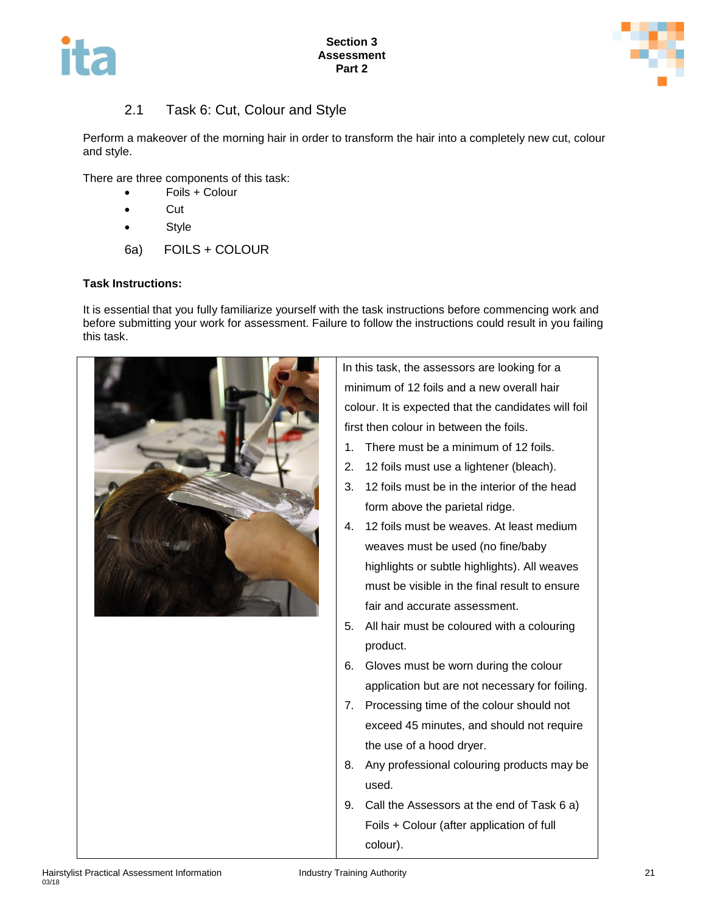## 2.1 Task 6: Cut, Colour and Style

Perform a makeover of the morning hair in order to transform the hair into a completely new cut, colour and style.

There are three components of this task:

- Foils + Colour
- Cut
- Style

### 6a) FOILS + COLOUR

**Task Instructions:**

It is essential that you fully familiarize yourself with the task instructions before commencing work and before submitting your work for assessment. Failure to follow the instructions could result in you failing this task.

In this task, the assessors are looking for a minimum of 12 foils and a new overall hair colour. It is expected that the candidates will foil first then colour in between the foils.

1. There must be a minimum of 12 foils.
2. 12 foils must use a lightener (bleach).
3. 12 foils must be in the interior of the head form above the parietal ridge.
4. 12 foils must be weaves. At least medium weaves must be used (no fine/baby highlights or subtle highlights). All weaves must be visible in the final result to ensure fair and accurate assessment.
5. All hair must be coloured with a colouring product.
6. Gloves must be worn during the colour application but are not necessary for foiling.
7. Processing time of the colour should not exceed 45 minutes, and should not require the use of a hood dryer.
8. Any professional colouring products may be used.
9. Call the Assessors at the end of Task 6 a) Foils + Colour (after application of full colour).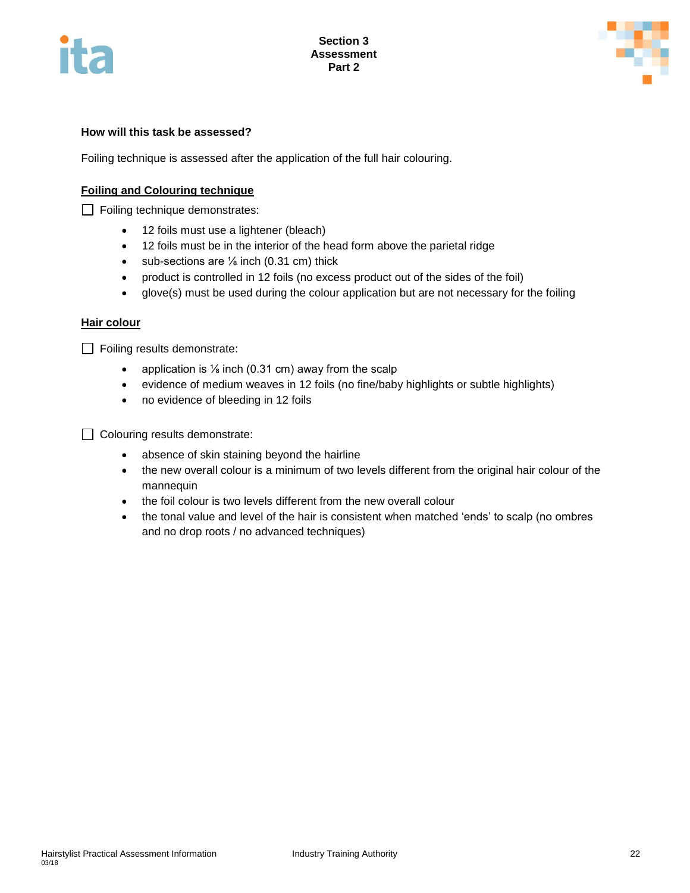**How will this task be assessed?**

Foiling technique is assessed after the application of the full hair colouring.

**Foiling and Colouring technique**

☐ Foiling technique demonstrates:

- 12 foils must use a lightener (bleach)
- 12 foils must be in the interior of the head form above the parietal ridge
- sub-sections are ⅛ inch (0.31 cm) thick
- product is controlled in 12 foils (no excess product out of the sides of the foil)
- glove(s) must be used during the colour application but are not necessary for the foiling

**Hair colour**

☐ Foiling results demonstrate:

- application is ⅛ inch (0.31 cm) away from the scalp
- evidence of medium weaves in 12 foils (no fine/baby highlights or subtle highlights)
- no evidence of bleeding in 12 foils

☐ Colouring results demonstrate:

- absence of skin staining beyond the hairline
- the new overall colour is a minimum of two levels different from the original hair colour of the mannequin
- the foil colour is two levels different from the new overall colour
- the tonal value and level of the hair is consistent when matched 'ends' to scalp (no ombres and no drop roots / no advanced techniques)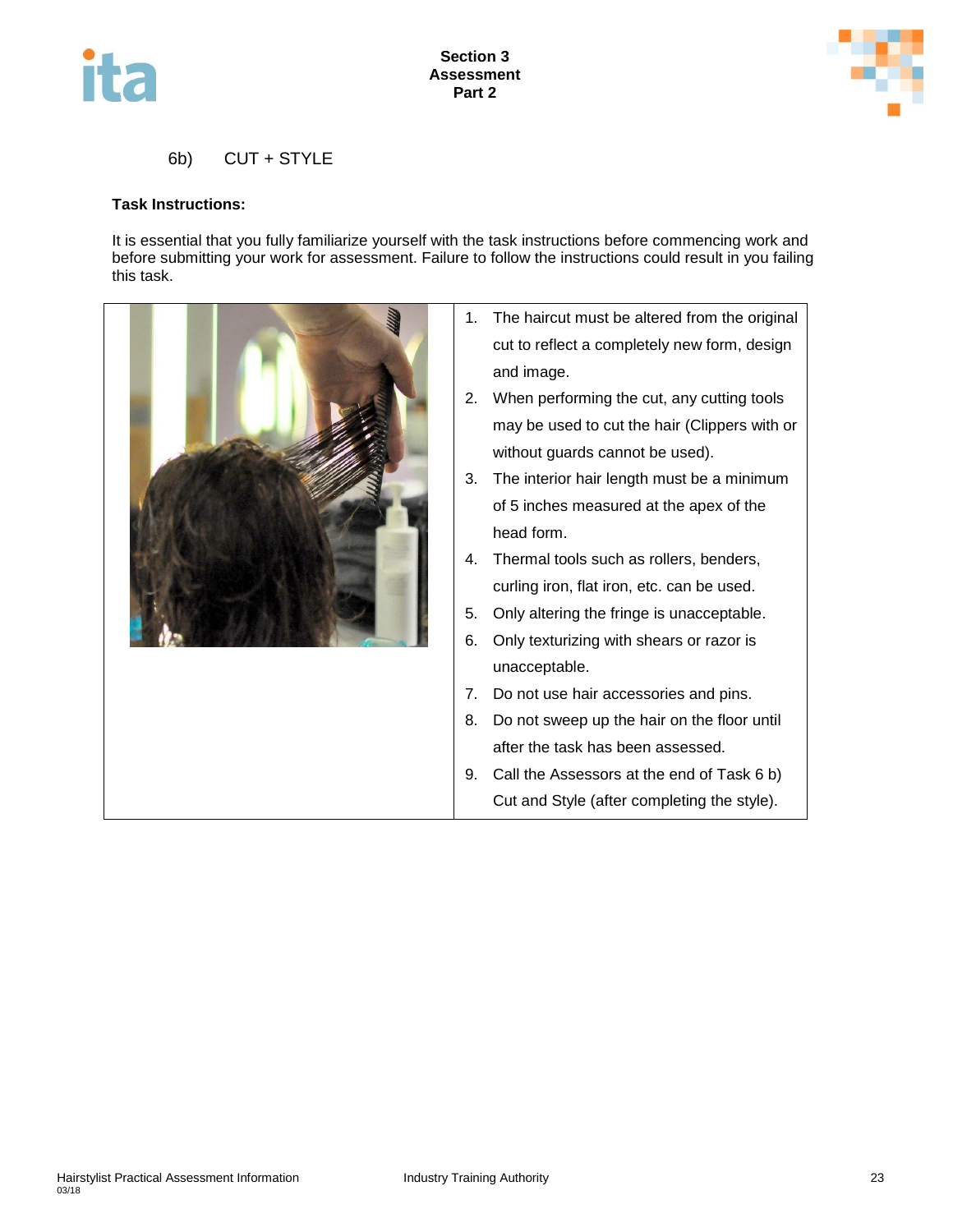## 6b) CUT + STYLE

**Task Instructions:**

It is essential that you fully familiarize yourself with the task instructions before commencing work and before submitting your work for assessment. Failure to follow the instructions could result in you failing this task.

1. The haircut must be altered from the original cut to reflect a completely new form, design and image.
2. When performing the cut, any cutting tools may be used to cut the hair (Clippers with or without guards cannot be used).
3. The interior hair length must be a minimum of 5 inches measured at the apex of the head form.
4. Thermal tools such as rollers, benders, curling iron, flat iron, etc. can be used.
5. Only altering the fringe is unacceptable.
6. Only texturizing with shears or razor is unacceptable.
7. Do not use hair accessories and pins.
8. Do not sweep up the hair on the floor until after the task has been assessed.
9. Call the Assessors at the end of Task 6 b) Cut and Style (after completing the style).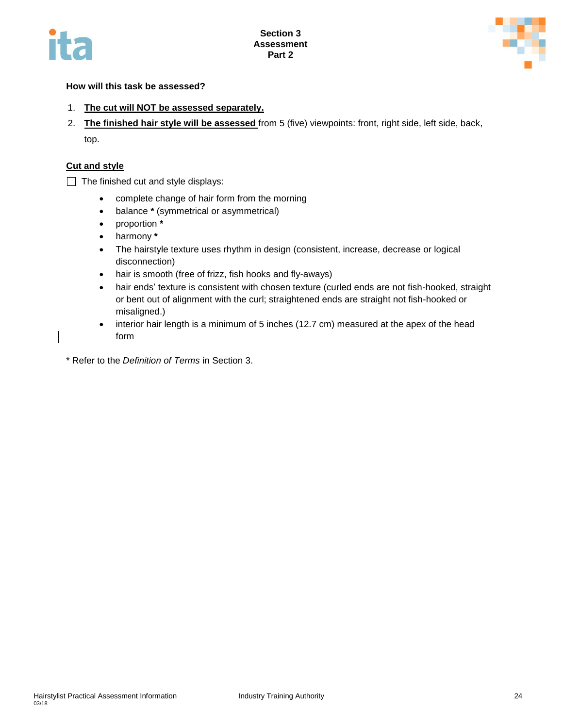## Section 3 Assessment Part 2

**How will this task be assessed?**

1. **<u>The cut will NOT be assessed separately.</u>**
2. **<u>The finished hair style will be assessed</u>** from 5 (five) viewpoints: front, right side, left side, back, top.

**<u>Cut and style</u>**

☐ The finished cut and style displays:

- complete change of hair form from the morning
- balance **\*** (symmetrical or asymmetrical)
- proportion **\***
- harmony **\***
- The hairstyle texture uses rhythm in design (consistent, increase, decrease or logical disconnection)
- hair is smooth (free of frizz, fish hooks and fly-aways)
- hair ends' texture is consistent with chosen texture (curled ends are not fish-hooked, straight or bent out of alignment with the curl; straightened ends are straight not fish-hooked or misaligned.)
- interior hair length is a minimum of 5 inches (12.7 cm) measured at the apex of the head form

\* Refer to the *Definition of Terms* in Section 3.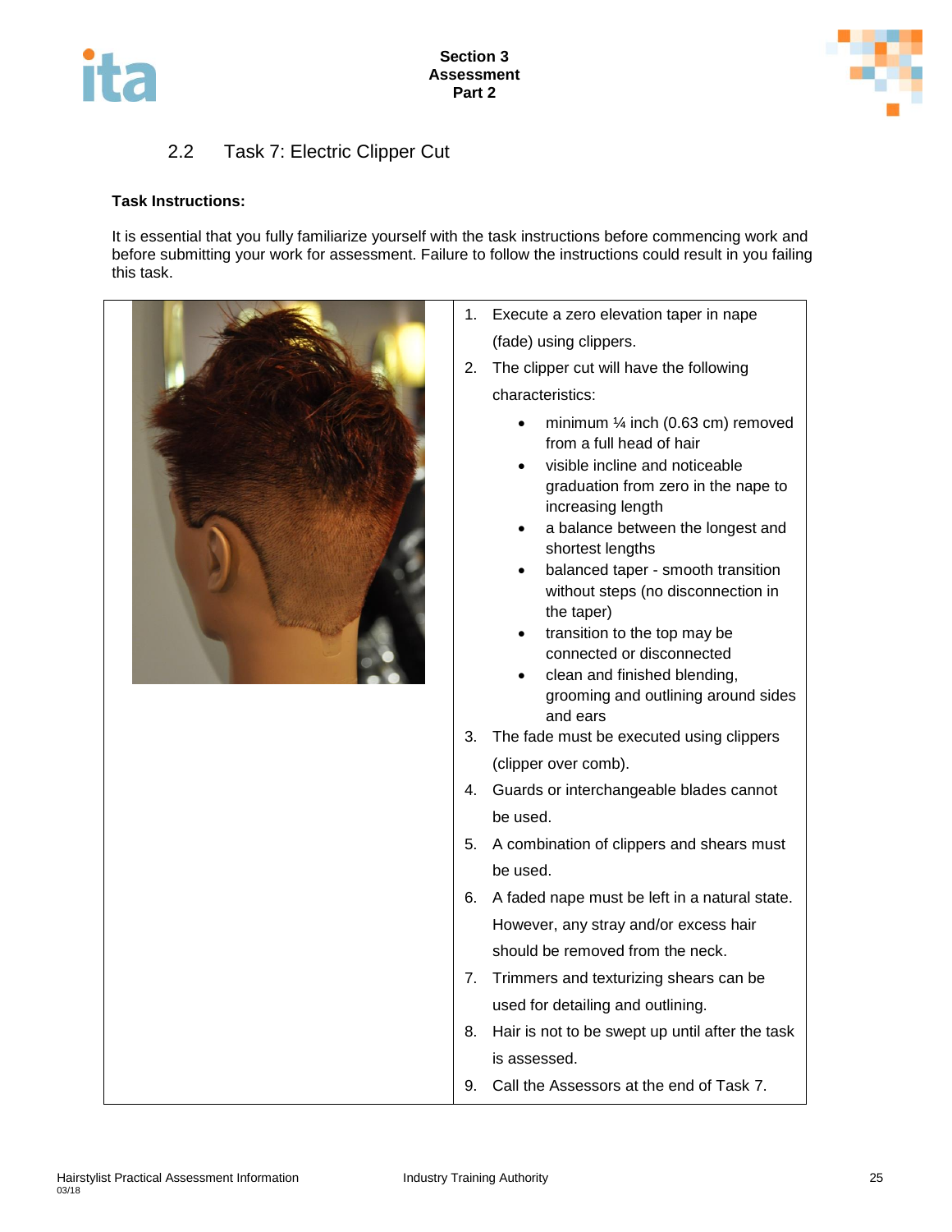## 2.2 Task 7: Electric Clipper Cut

**Task Instructions:**

It is essential that you fully familiarize yourself with the task instructions before commencing work and before submitting your work for assessment. Failure to follow the instructions could result in you failing this task.

1. Execute a zero elevation taper in nape (fade) using clippers.
2. The clipper cut will have the following characteristics:
   - minimum ¼ inch (0.63 cm) removed from a full head of hair
   - visible incline and noticeable graduation from zero in the nape to increasing length
   - a balance between the longest and shortest lengths
   - balanced taper - smooth transition without steps (no disconnection in the taper)
   - transition to the top may be connected or disconnected
   - clean and finished blending, grooming and outlining around sides and ears
3. The fade must be executed using clippers (clipper over comb).
4. Guards or interchangeable blades cannot be used.
5. A combination of clippers and shears must be used.
6. A faded nape must be left in a natural state. However, any stray and/or excess hair should be removed from the neck.
7. Trimmers and texturizing shears can be used for detailing and outlining.
8. Hair is not to be swept up until after the task is assessed.
9. Call the Assessors at the end of Task 7.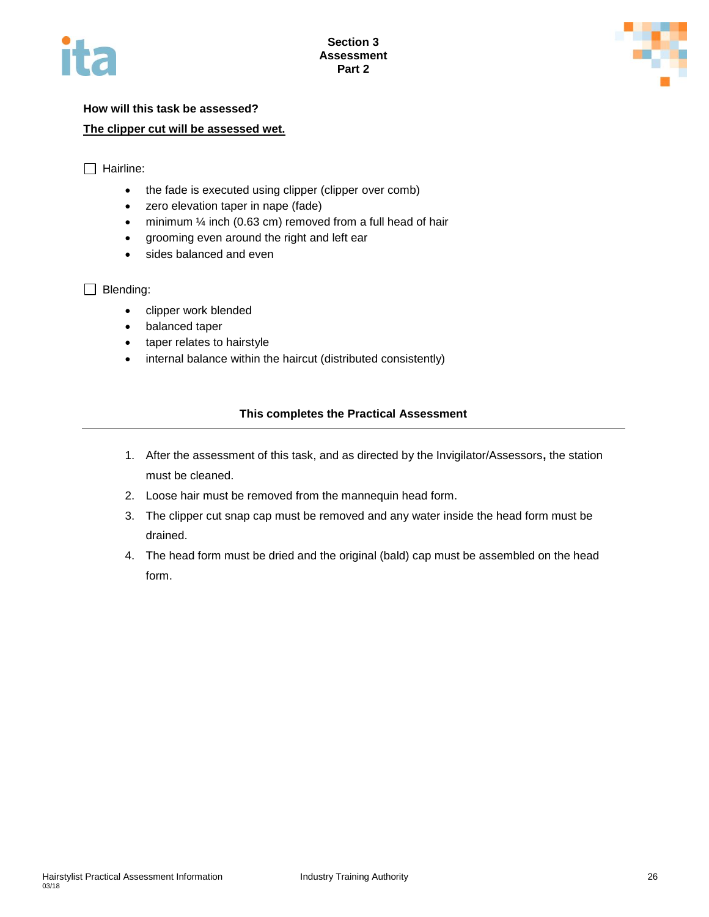**How will this task be assessed?**

**<u>The clipper cut will be assessed wet.</u>**

☐ Hairline:

- the fade is executed using clipper (clipper over comb)
- zero elevation taper in nape (fade)
- minimum ¼ inch (0.63 cm) removed from a full head of hair
- grooming even around the right and left ear
- sides balanced and even

☐ Blending:

- clipper work blended
- balanced taper
- taper relates to hairstyle
- internal balance within the haircut (distributed consistently)

**This completes the Practical Assessment**

---

1. After the assessment of this task, and as directed by the Invigilator/Assessors**,** the station must be cleaned.
2. Loose hair must be removed from the mannequin head form.
3. The clipper cut snap cap must be removed and any water inside the head form must be drained.
4. The head form must be dried and the original (bald) cap must be assembled on the head form.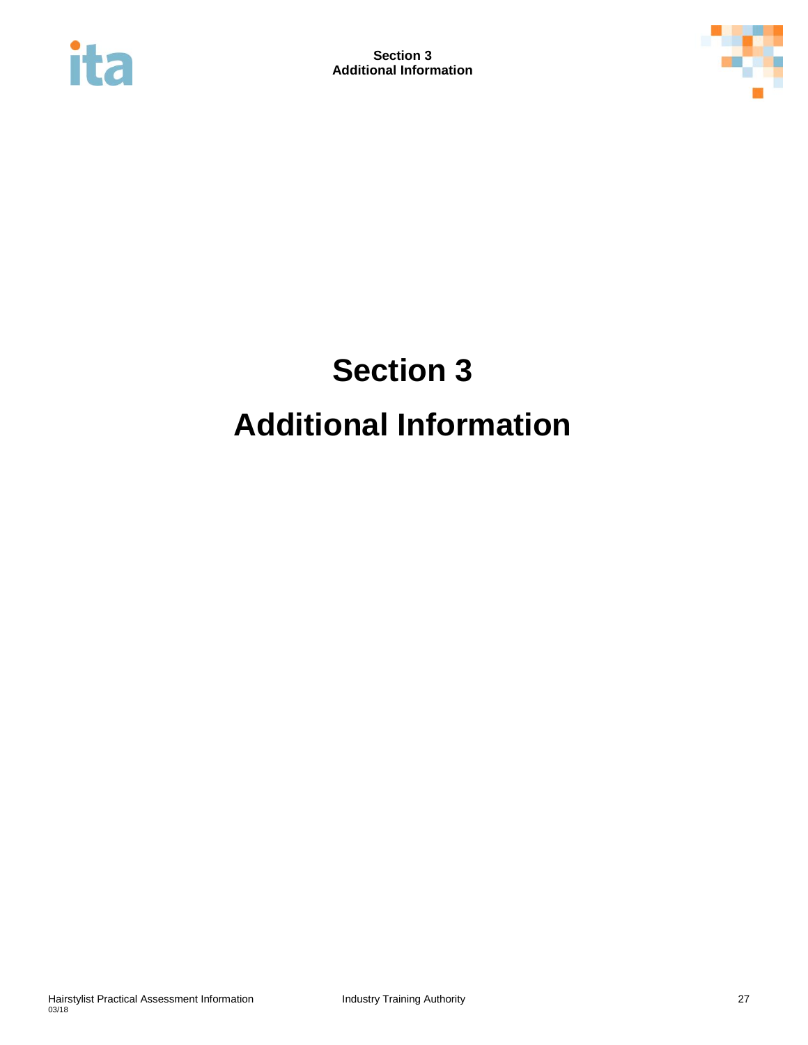# Section 3

# Additional Information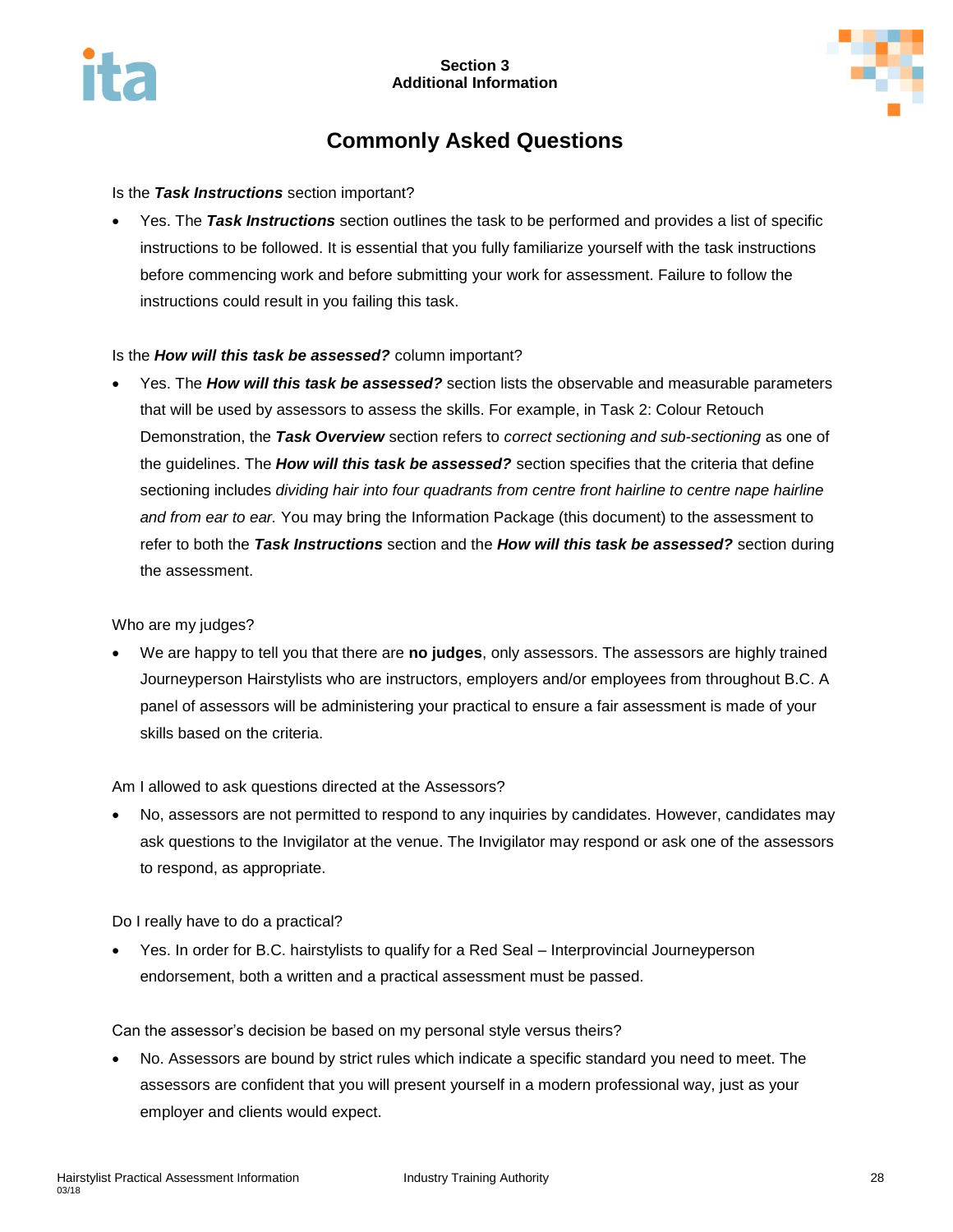## Commonly Asked Questions

Is the ***Task Instructions*** section important?

- Yes. The ***Task Instructions*** section outlines the task to be performed and provides a list of specific instructions to be followed. It is essential that you fully familiarize yourself with the task instructions before commencing work and before submitting your work for assessment. Failure to follow the instructions could result in you failing this task.

Is the ***How will this task be assessed?*** column important?

- Yes. The ***How will this task be assessed?*** section lists the observable and measurable parameters that will be used by assessors to assess the skills. For example, in Task 2: Colour Retouch Demonstration, the ***Task Overview*** section refers to *correct sectioning and sub-sectioning* as one of the guidelines. The ***How will this task be assessed?*** section specifies that the criteria that define sectioning includes *dividing hair into four quadrants from centre front hairline to centre nape hairline and from ear to ear*. You may bring the Information Package (this document) to the assessment to refer to both the ***Task Instructions*** section and the ***How will this task be assessed?*** section during the assessment.

Who are my judges?

- We are happy to tell you that there are **no judges**, only assessors. The assessors are highly trained Journeyperson Hairstylists who are instructors, employers and/or employees from throughout B.C. A panel of assessors will be administering your practical to ensure a fair assessment is made of your skills based on the criteria.

Am I allowed to ask questions directed at the Assessors?

- No, assessors are not permitted to respond to any inquiries by candidates. However, candidates may ask questions to the Invigilator at the venue. The Invigilator may respond or ask one of the assessors to respond, as appropriate.

Do I really have to do a practical?

- Yes. In order for B.C. hairstylists to qualify for a Red Seal – Interprovincial Journeyperson endorsement, both a written and a practical assessment must be passed.

Can the assessor's decision be based on my personal style versus theirs?

- No. Assessors are bound by strict rules which indicate a specific standard you need to meet. The assessors are confident that you will present yourself in a modern professional way, just as your employer and clients would expect.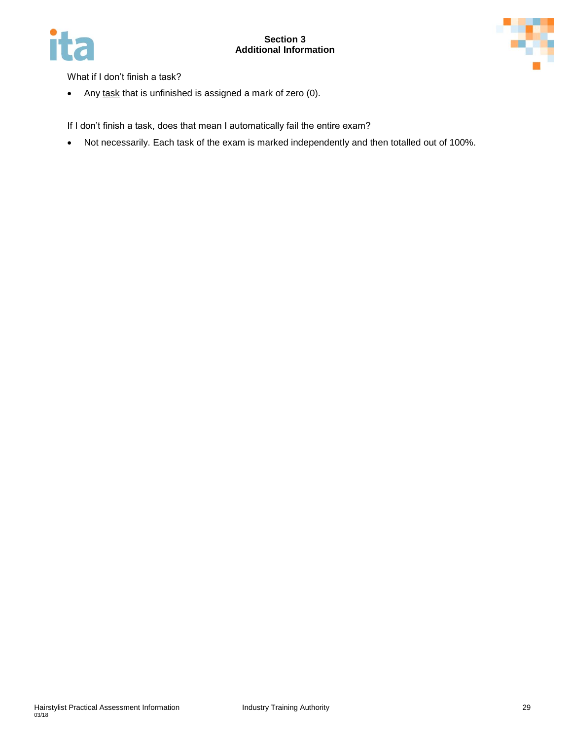What if I don't finish a task?

- Any task that is unfinished is assigned a mark of zero (0).

If I don't finish a task, does that mean I automatically fail the entire exam?

- Not necessarily. Each task of the exam is marked independently and then totalled out of 100%.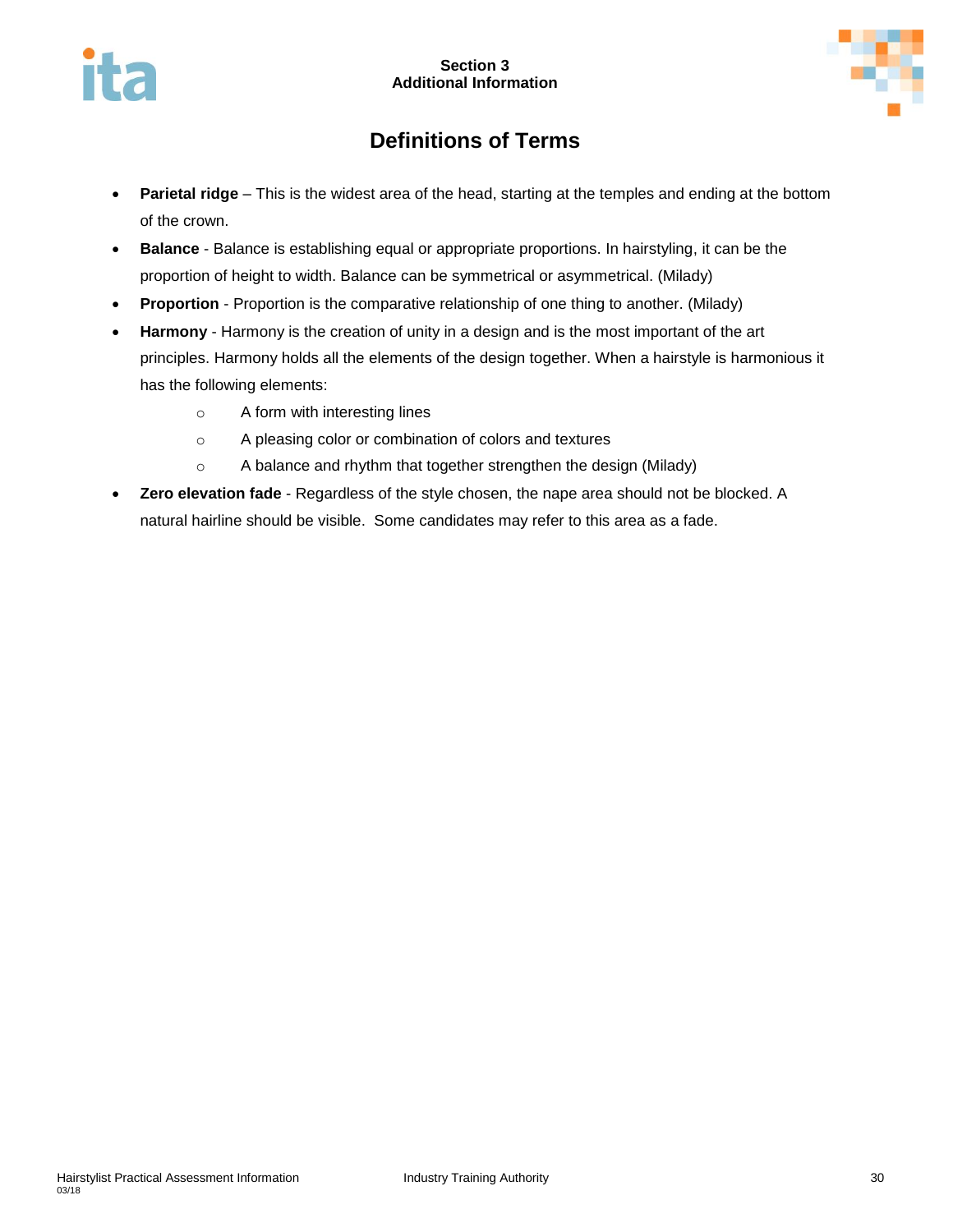# Definitions of Terms

- **Parietal ridge** – This is the widest area of the head, starting at the temples and ending at the bottom of the crown.
- **Balance** - Balance is establishing equal or appropriate proportions. In hairstyling, it can be the proportion of height to width. Balance can be symmetrical or asymmetrical. (Milady)
- **Proportion** - Proportion is the comparative relationship of one thing to another. (Milady)
- **Harmony** - Harmony is the creation of unity in a design and is the most important of the art principles. Harmony holds all the elements of the design together. When a hairstyle is harmonious it has the following elements:
    - A form with interesting lines
    - A pleasing color or combination of colors and textures
    - A balance and rhythm that together strengthen the design (Milady)
- **Zero elevation fade** - Regardless of the style chosen, the nape area should not be blocked. A natural hairline should be visible. Some candidates may refer to this area as a fade.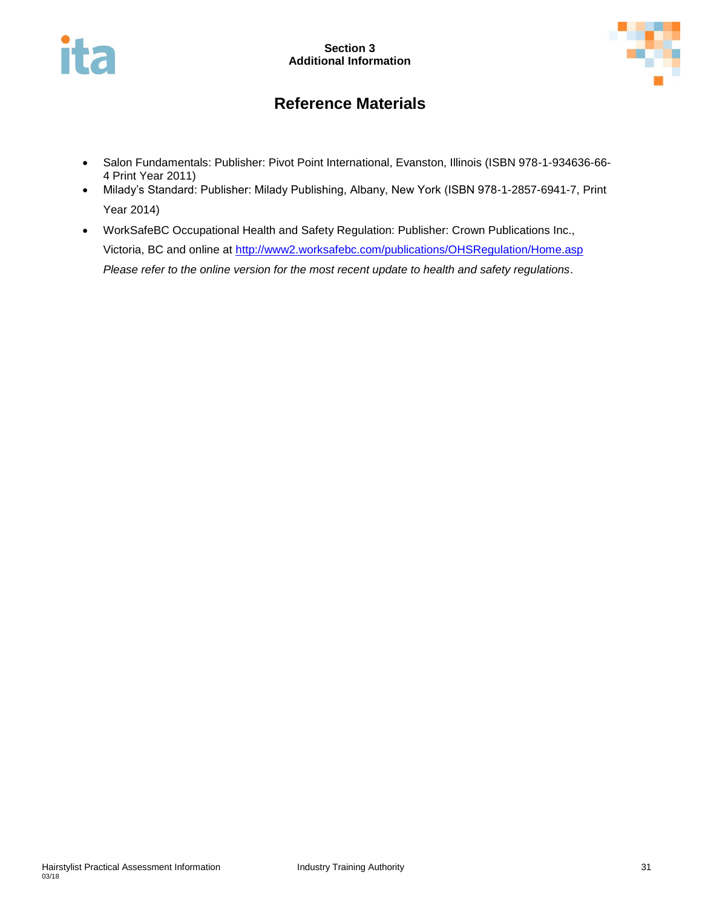## Section 3
## Additional Information

# Reference Materials

- Salon Fundamentals: Publisher: Pivot Point International, Evanston, Illinois (ISBN 978-1-934636-66-4 Print Year 2011)
- Milady's Standard: Publisher: Milady Publishing, Albany, New York (ISBN 978-1-2857-6941-7, Print Year 2014)
- WorkSafeBC Occupational Health and Safety Regulation: Publisher: Crown Publications Inc., Victoria, BC and online at http://www2.worksafebc.com/publications/OHSRegulation/Home.asp
  *Please refer to the online version for the most recent update to health and safety regulations*.